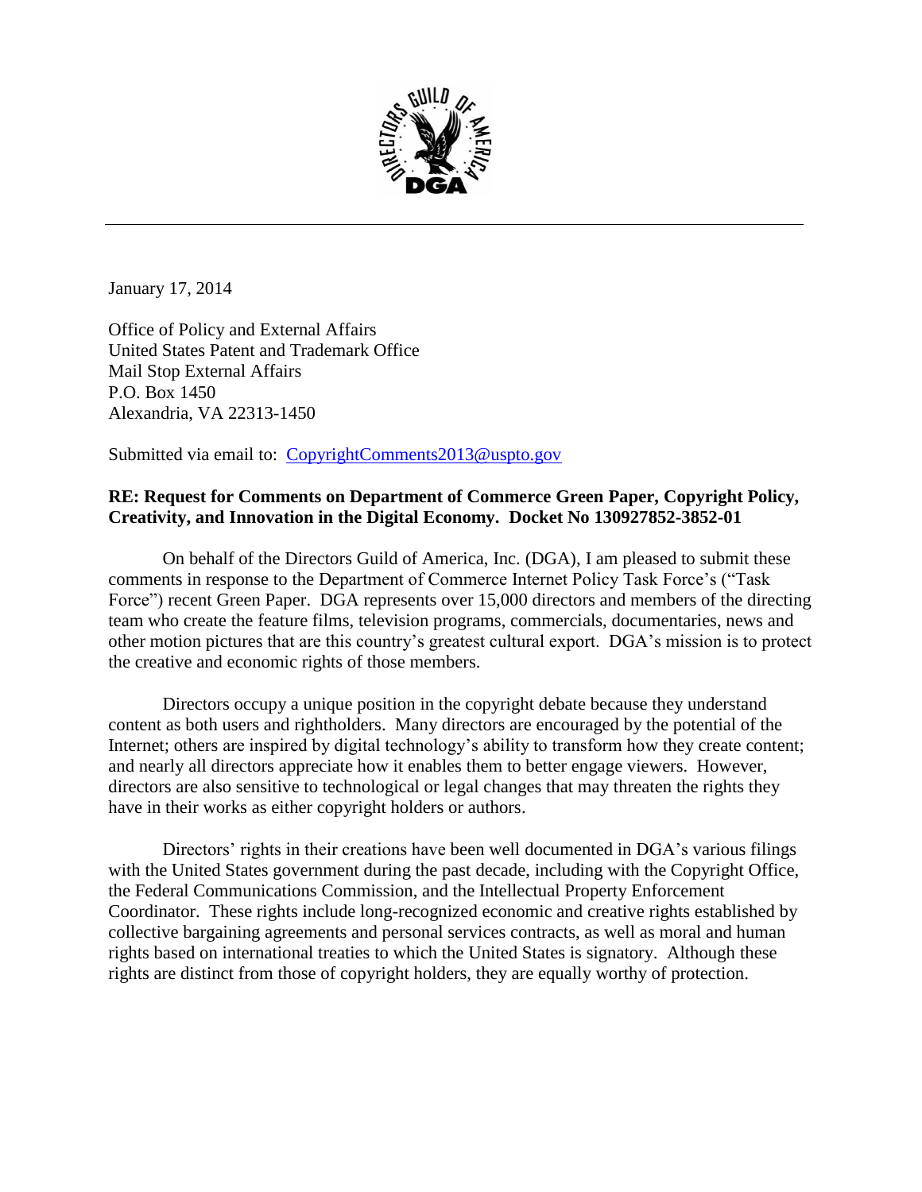January 17, 2014

Office of Policy and External Affairs
United States Patent and Trademark Office
Mail Stop External Affairs
P.O. Box 1450
Alexandria, VA 22313-1450

Submitted via email to: [CopyrightComments2013@uspto.gov](mailto:CopyrightComments2013@uspto.gov)

**RE: Request for Comments on Department of Commerce Green Paper, Copyright Policy, Creativity, and Innovation in the Digital Economy. Docket No 130927852-3852-01**

On behalf of the Directors Guild of America, Inc. (DGA), I am pleased to submit these comments in response to the Department of Commerce Internet Policy Task Force's ("Task Force") recent Green Paper. DGA represents over 15,000 directors and members of the directing team who create the feature films, television programs, commercials, documentaries, news and other motion pictures that are this country's greatest cultural export. DGA's mission is to protect the creative and economic rights of those members.

Directors occupy a unique position in the copyright debate because they understand content as both users and rightholders. Many directors are encouraged by the potential of the Internet; others are inspired by digital technology's ability to transform how they create content; and nearly all directors appreciate how it enables them to better engage viewers. However, directors are also sensitive to technological or legal changes that may threaten the rights they have in their works as either copyright holders or authors.

Directors' rights in their creations have been well documented in DGA's various filings with the United States government during the past decade, including with the Copyright Office, the Federal Communications Commission, and the Intellectual Property Enforcement Coordinator. These rights include long-recognized economic and creative rights established by collective bargaining agreements and personal services contracts, as well as moral and human rights based on international treaties to which the United States is signatory. Although these rights are distinct from those of copyright holders, they are equally worthy of protection.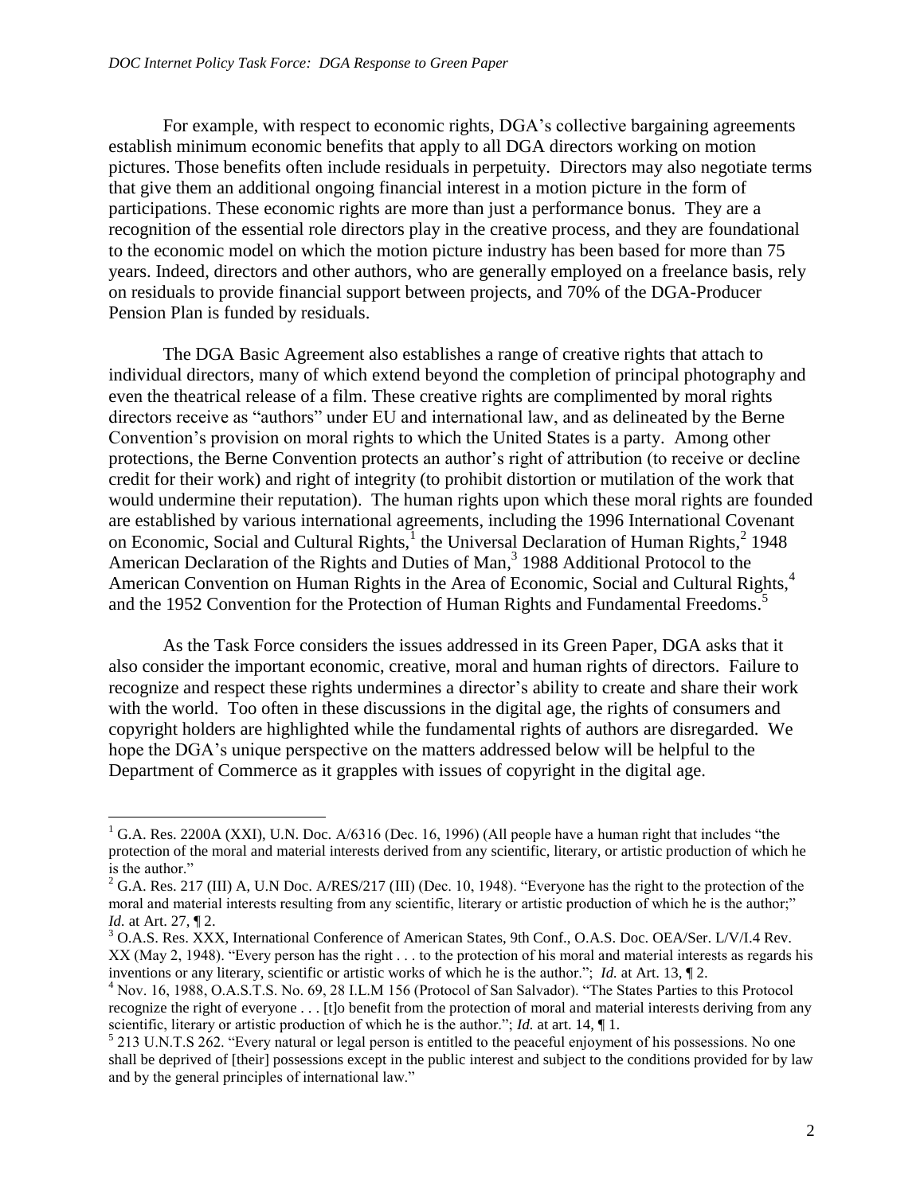For example, with respect to economic rights, DGA's collective bargaining agreements establish minimum economic benefits that apply to all DGA directors working on motion pictures. Those benefits often include residuals in perpetuity. Directors may also negotiate terms that give them an additional ongoing financial interest in a motion picture in the form of participations. These economic rights are more than just a performance bonus. They are a recognition of the essential role directors play in the creative process, and they are foundational to the economic model on which the motion picture industry has been based for more than 75 years. Indeed, directors and other authors, who are generally employed on a freelance basis, rely on residuals to provide financial support between projects, and 70% of the DGA-Producer Pension Plan is funded by residuals.

The DGA Basic Agreement also establishes a range of creative rights that attach to individual directors, many of which extend beyond the completion of principal photography and even the theatrical release of a film. These creative rights are complimented by moral rights directors receive as "authors" under EU and international law, and as delineated by the Berne Convention's provision on moral rights to which the United States is a party. Among other protections, the Berne Convention protects an author's right of attribution (to receive or decline credit for their work) and right of integrity (to prohibit distortion or mutilation of the work that would undermine their reputation). The human rights upon which these moral rights are founded are established by various international agreements, including the 1996 International Covenant on Economic, Social and Cultural Rights,[1] the Universal Declaration of Human Rights,[2] 1948 American Declaration of the Rights and Duties of Man,[3] 1988 Additional Protocol to the American Convention on Human Rights in the Area of Economic, Social and Cultural Rights,[4] and the 1952 Convention for the Protection of Human Rights and Fundamental Freedoms.[5]

As the Task Force considers the issues addressed in its Green Paper, DGA asks that it also consider the important economic, creative, moral and human rights of directors. Failure to recognize and respect these rights undermines a director's ability to create and share their work with the world. Too often in these discussions in the digital age, the rights of consumers and copyright holders are highlighted while the fundamental rights of authors are disregarded. We hope the DGA's unique perspective on the matters addressed below will be helpful to the Department of Commerce as it grapples with issues of copyright in the digital age.

---

[1] G.A. Res. 2200A (XXI), U.N. Doc. A/6316 (Dec. 16, 1996) (All people have a human right that includes "the protection of the moral and material interests derived from any scientific, literary, or artistic production of which he is the author."

[2] G.A. Res. 217 (III) A, U.N Doc. A/RES/217 (III) (Dec. 10, 1948). "Everyone has the right to the protection of the moral and material interests resulting from any scientific, literary or artistic production of which he is the author;" *Id.* at Art. 27, ¶ 2.

[3] O.A.S. Res. XXX, International Conference of American States, 9th Conf., O.A.S. Doc. OEA/Ser. L/V/I.4 Rev. XX (May 2, 1948). "Every person has the right . . . to the protection of his moral and material interests as regards his inventions or any literary, scientific or artistic works of which he is the author."; *Id.* at Art. 13, ¶ 2.

[4] Nov. 16, 1988, O.A.S.T.S. No. 69, 28 I.L.M 156 (Protocol of San Salvador). "The States Parties to this Protocol recognize the right of everyone . . . [t]o benefit from the protection of moral and material interests deriving from any scientific, literary or artistic production of which he is the author."; *Id.* at art. 14, ¶ 1.

[5] 213 U.N.T.S 262. "Every natural or legal person is entitled to the peaceful enjoyment of his possessions. No one shall be deprived of [their] possessions except in the public interest and subject to the conditions provided for by law and by the general principles of international law."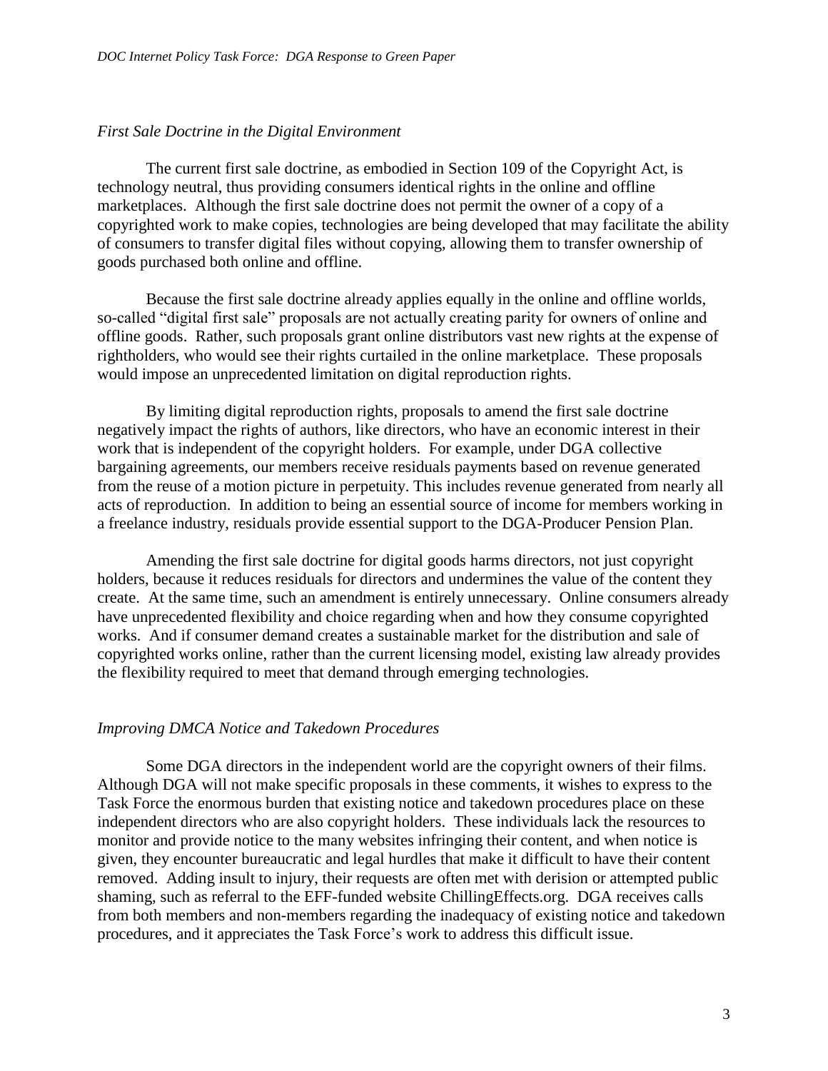### *First Sale Doctrine in the Digital Environment*

The current first sale doctrine, as embodied in Section 109 of the Copyright Act, is technology neutral, thus providing consumers identical rights in the online and offline marketplaces. Although the first sale doctrine does not permit the owner of a copy of a copyrighted work to make copies, technologies are being developed that may facilitate the ability of consumers to transfer digital files without copying, allowing them to transfer ownership of goods purchased both online and offline.

Because the first sale doctrine already applies equally in the online and offline worlds, so-called "digital first sale" proposals are not actually creating parity for owners of online and offline goods. Rather, such proposals grant online distributors vast new rights at the expense of rightholders, who would see their rights curtailed in the online marketplace. These proposals would impose an unprecedented limitation on digital reproduction rights.

By limiting digital reproduction rights, proposals to amend the first sale doctrine negatively impact the rights of authors, like directors, who have an economic interest in their work that is independent of the copyright holders. For example, under DGA collective bargaining agreements, our members receive residuals payments based on revenue generated from the reuse of a motion picture in perpetuity. This includes revenue generated from nearly all acts of reproduction. In addition to being an essential source of income for members working in a freelance industry, residuals provide essential support to the DGA-Producer Pension Plan.

Amending the first sale doctrine for digital goods harms directors, not just copyright holders, because it reduces residuals for directors and undermines the value of the content they create. At the same time, such an amendment is entirely unnecessary. Online consumers already have unprecedented flexibility and choice regarding when and how they consume copyrighted works. And if consumer demand creates a sustainable market for the distribution and sale of copyrighted works online, rather than the current licensing model, existing law already provides the flexibility required to meet that demand through emerging technologies.

### *Improving DMCA Notice and Takedown Procedures*

Some DGA directors in the independent world are the copyright owners of their films. Although DGA will not make specific proposals in these comments, it wishes to express to the Task Force the enormous burden that existing notice and takedown procedures place on these independent directors who are also copyright holders. These individuals lack the resources to monitor and provide notice to the many websites infringing their content, and when notice is given, they encounter bureaucratic and legal hurdles that make it difficult to have their content removed. Adding insult to injury, their requests are often met with derision or attempted public shaming, such as referral to the EFF-funded website ChillingEffects.org. DGA receives calls from both members and non-members regarding the inadequacy of existing notice and takedown procedures, and it appreciates the Task Force's work to address this difficult issue.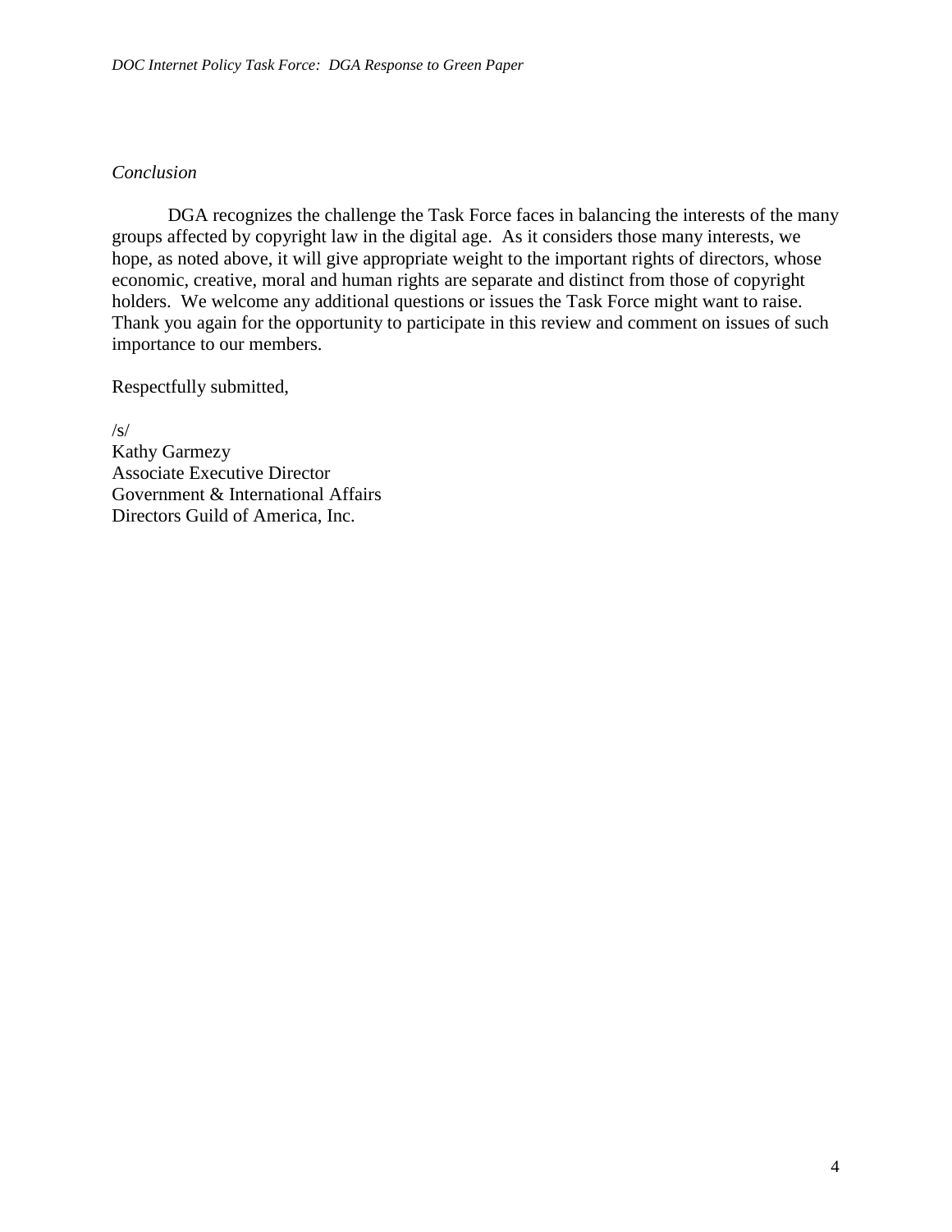*Conclusion*

DGA recognizes the challenge the Task Force faces in balancing the interests of the many groups affected by copyright law in the digital age. As it considers those many interests, we hope, as noted above, it will give appropriate weight to the important rights of directors, whose economic, creative, moral and human rights are separate and distinct from those of copyright holders. We welcome any additional questions or issues the Task Force might want to raise. Thank you again for the opportunity to participate in this review and comment on issues of such importance to our members.

Respectfully submitted,

/s/
Kathy Garmezy
Associate Executive Director
Government & International Affairs
Directors Guild of America, Inc.